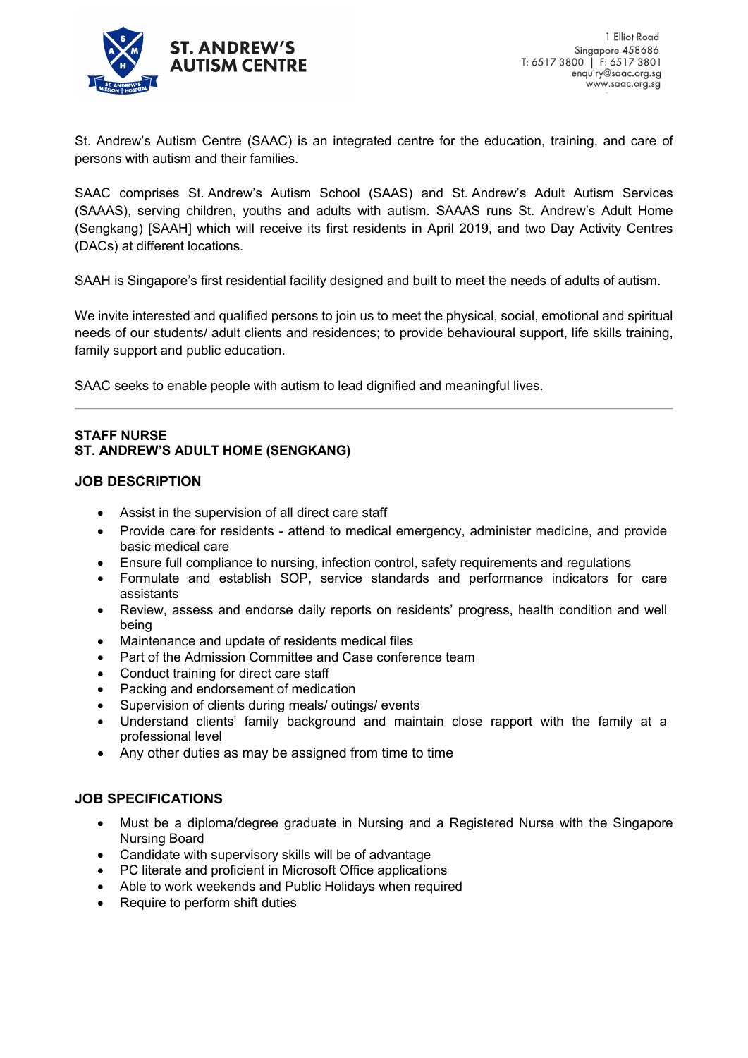**ST. ANDREW'S AUTISM CENTRE**

1 Elliot Road
Singapore 458686
T: 6517 3800 | F: 6517 3801
enquiry@saac.org.sg
www.saac.org.sg

St. Andrew's Autism Centre (SAAC) is an integrated centre for the education, training, and care of persons with autism and their families.

SAAC comprises St. Andrew's Autism School (SAAS) and St. Andrew's Adult Autism Services (SAAAS), serving children, youths and adults with autism. SAAAS runs St. Andrew's Adult Home (Sengkang) [SAAH] which will receive its first residents in April 2019, and two Day Activity Centres (DACs) at different locations.

SAAH is Singapore's first residential facility designed and built to meet the needs of adults of autism.

We invite interested and qualified persons to join us to meet the physical, social, emotional and spiritual needs of our students/ adult clients and residences; to provide behavioural support, life skills training, family support and public education.

SAAC seeks to enable people with autism to lead dignified and meaningful lives.

---

**STAFF NURSE**
**ST. ANDREW'S ADULT HOME (SENGKANG)**

**JOB DESCRIPTION**

- Assist in the supervision of all direct care staff
- Provide care for residents - attend to medical emergency, administer medicine, and provide basic medical care
- Ensure full compliance to nursing, infection control, safety requirements and regulations
- Formulate and establish SOP, service standards and performance indicators for care assistants
- Review, assess and endorse daily reports on residents' progress, health condition and well being
- Maintenance and update of residents medical files
- Part of the Admission Committee and Case conference team
- Conduct training for direct care staff
- Packing and endorsement of medication
- Supervision of clients during meals/ outings/ events
- Understand clients' family background and maintain close rapport with the family at a professional level
- Any other duties as may be assigned from time to time

**JOB SPECIFICATIONS**

- Must be a diploma/degree graduate in Nursing and a Registered Nurse with the Singapore Nursing Board
- Candidate with supervisory skills will be of advantage
- PC literate and proficient in Microsoft Office applications
- Able to work weekends and Public Holidays when required
- Require to perform shift duties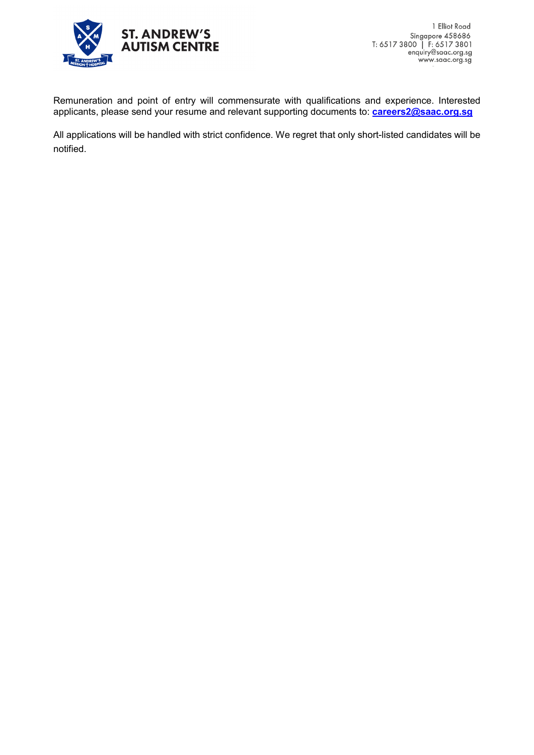Remuneration and point of entry will commensurate with qualifications and experience. Interested applicants, please send your resume and relevant supporting documents to: **careers2@saac.org.sg**

All applications will be handled with strict confidence. We regret that only short-listed candidates will be notified.